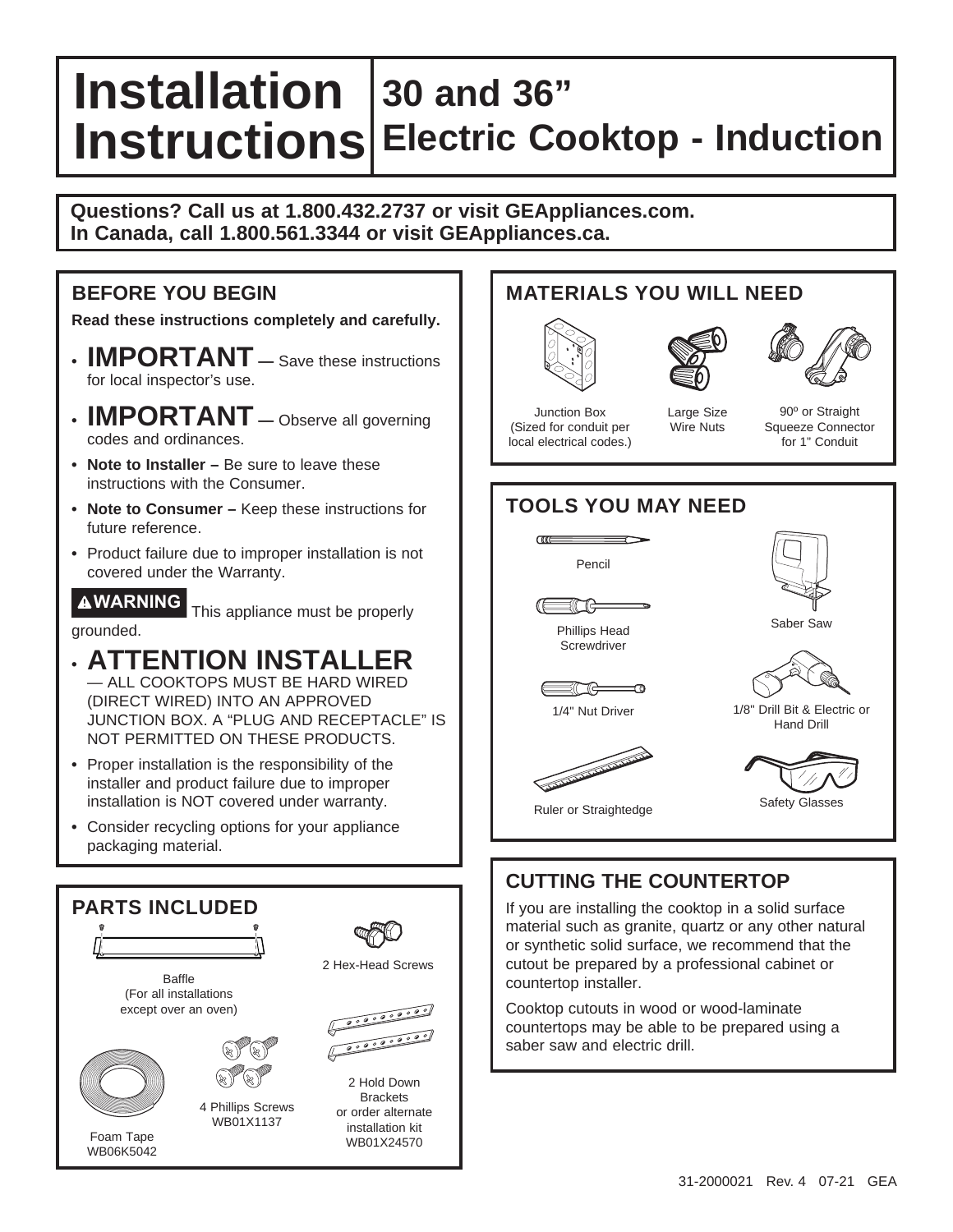# Installation Instructions

# 30 and 36" Electric Cooktop - Induction

**Questions? Call us at 1.800.432.2737 or visit GEAppliances.com.**
**In Canada, call 1.800.561.3344 or visit GEAppliances.ca.**

## BEFORE YOU BEGIN

**Read these instructions completely and carefully.**

- **IMPORTANT** — Save these instructions for local inspector's use.
- **IMPORTANT** — Observe all governing codes and ordinances.
- **Note to Installer –** Be sure to leave these instructions with the Consumer.
- **Note to Consumer –** Keep these instructions for future reference.
- Product failure due to improper installation is not covered under the Warranty.

**⚠WARNING** This appliance must be properly grounded.

- **ATTENTION INSTALLER** — ALL COOKTOPS MUST BE HARD WIRED (DIRECT WIRED) INTO AN APPROVED JUNCTION BOX. A "PLUG AND RECEPTACLE" IS NOT PERMITTED ON THESE PRODUCTS.
- Proper installation is the responsibility of the installer and product failure due to improper installation is NOT covered under warranty.
- Consider recycling options for your appliance packaging material.

## PARTS INCLUDED

- Baffle (For all installations except over an oven)
- 2 Hex-Head Screws
- 2 Hold Down Brackets or order alternate installation kit WB01X24570
- 4 Phillips Screws WB01X1137
- Foam Tape WB06K5042

## MATERIALS YOU WILL NEED

- Junction Box (Sized for conduit per local electrical codes.)
- Large Size Wire Nuts
- 90º or Straight Squeeze Connector for 1" Conduit

## TOOLS YOU MAY NEED

- Pencil
- Phillips Head Screwdriver
- 1/4" Nut Driver
- Ruler or Straightedge
- Saber Saw
- 1/8" Drill Bit & Electric or Hand Drill
- Safety Glasses

## CUTTING THE COUNTERTOP

If you are installing the cooktop in a solid surface material such as granite, quartz or any other natural or synthetic solid surface, we recommend that the cutout be prepared by a professional cabinet or countertop installer.

Cooktop cutouts in wood or wood-laminate countertops may be able to be prepared using a saber saw and electric drill.

31-2000021 Rev. 4 07-21 GEA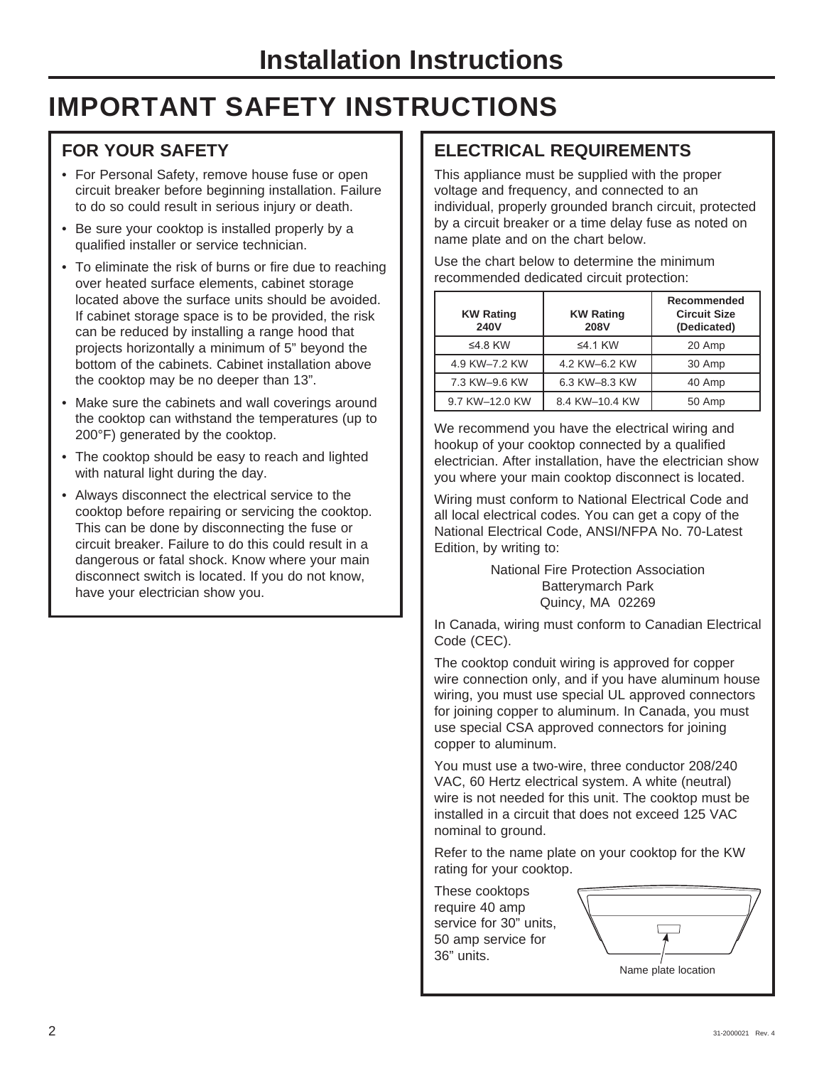# Installation Instructions

# IMPORTANT SAFETY INSTRUCTIONS

## FOR YOUR SAFETY

- For Personal Safety, remove house fuse or open circuit breaker before beginning installation. Failure to do so could result in serious injury or death.
- Be sure your cooktop is installed properly by a qualified installer or service technician.
- To eliminate the risk of burns or fire due to reaching over heated surface elements, cabinet storage located above the surface units should be avoided. If cabinet storage space is to be provided, the risk can be reduced by installing a range hood that projects horizontally a minimum of 5" beyond the bottom of the cabinets. Cabinet installation above the cooktop may be no deeper than 13".
- Make sure the cabinets and wall coverings around the cooktop can withstand the temperatures (up to 200°F) generated by the cooktop.
- The cooktop should be easy to reach and lighted with natural light during the day.
- Always disconnect the electrical service to the cooktop before repairing or servicing the cooktop. This can be done by disconnecting the fuse or circuit breaker. Failure to do this could result in a dangerous or fatal shock. Know where your main disconnect switch is located. If you do not know, have your electrician show you.

## ELECTRICAL REQUIREMENTS

This appliance must be supplied with the proper voltage and frequency, and connected to an individual, properly grounded branch circuit, protected by a circuit breaker or a time delay fuse as noted on name plate and on the chart below.

Use the chart below to determine the minimum recommended dedicated circuit protection:

| KW Rating 240V | KW Rating 208V | Recommended Circuit Size (Dedicated) |
|---|---|---|
| ≤4.8 KW | ≤4.1 KW | 20 Amp |
| 4.9 KW–7.2 KW | 4.2 KW–6.2 KW | 30 Amp |
| 7.3 KW–9.6 KW | 6.3 KW–8.3 KW | 40 Amp |
| 9.7 KW–12.0 KW | 8.4 KW–10.4 KW | 50 Amp |

We recommend you have the electrical wiring and hookup of your cooktop connected by a qualified electrician. After installation, have the electrician show you where your main cooktop disconnect is located.

Wiring must conform to National Electrical Code and all local electrical codes. You can get a copy of the National Electrical Code, ANSI/NFPA No. 70-Latest Edition, by writing to:

National Fire Protection Association
Batterymarch Park
Quincy, MA 02269

In Canada, wiring must conform to Canadian Electrical Code (CEC).

The cooktop conduit wiring is approved for copper wire connection only, and if you have aluminum house wiring, you must use special UL approved connectors for joining copper to aluminum. In Canada, you must use special CSA approved connectors for joining copper to aluminum.

You must use a two-wire, three conductor 208/240 VAC, 60 Hertz electrical system. A white (neutral) wire is not needed for this unit. The cooktop must be installed in a circuit that does not exceed 125 VAC nominal to ground.

Refer to the name plate on your cooktop for the KW rating for your cooktop.

These cooktops require 40 amp service for 30" units, 50 amp service for 36" units.

Name plate location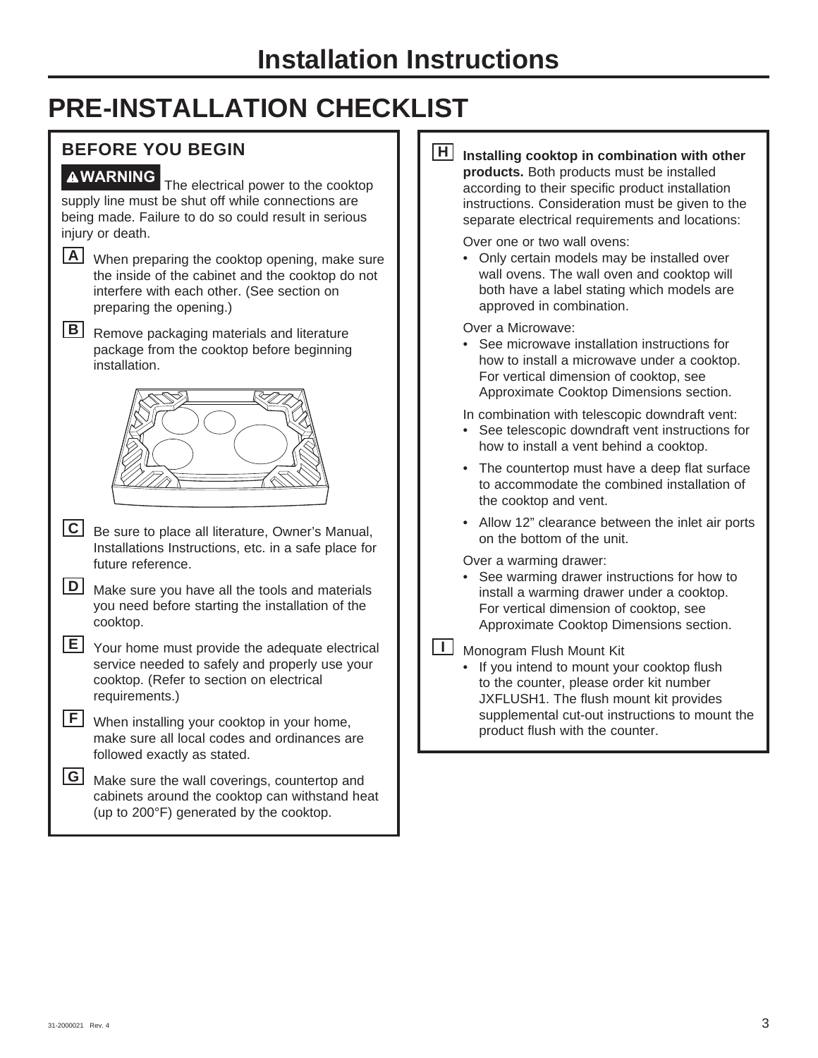# Installation Instructions

## PRE-INSTALLATION CHECKLIST

### BEFORE YOU BEGIN

**⚠WARNING** The electrical power to the cooktop supply line must be shut off while connections are being made. Failure to do so could result in serious injury or death.

**A** When preparing the cooktop opening, make sure the inside of the cabinet and the cooktop do not interfere with each other. (See section on preparing the opening.)

**B** Remove packaging materials and literature package from the cooktop before beginning installation.

**C** Be sure to place all literature, Owner's Manual, Installations Instructions, etc. in a safe place for future reference.

**D** Make sure you have all the tools and materials you need before starting the installation of the cooktop.

**E** Your home must provide the adequate electrical service needed to safely and properly use your cooktop. (Refer to section on electrical requirements.)

**F** When installing your cooktop in your home, make sure all local codes and ordinances are followed exactly as stated.

**G** Make sure the wall coverings, countertop and cabinets around the cooktop can withstand heat (up to 200°F) generated by the cooktop.

**H** **Installing cooktop in combination with other products.** Both products must be installed according to their specific product installation instructions. Consideration must be given to the separate electrical requirements and locations:

Over one or two wall ovens:
- Only certain models may be installed over wall ovens. The wall oven and cooktop will both have a label stating which models are approved in combination.

Over a Microwave:
- See microwave installation instructions for how to install a microwave under a cooktop. For vertical dimension of cooktop, see Approximate Cooktop Dimensions section.

In combination with telescopic downdraft vent:
- See telescopic downdraft vent instructions for how to install a vent behind a cooktop.
- The countertop must have a deep flat surface to accommodate the combined installation of the cooktop and vent.
- Allow 12" clearance between the inlet air ports on the bottom of the unit.

Over a warming drawer:
- See warming drawer instructions for how to install a warming drawer under a cooktop. For vertical dimension of cooktop, see Approximate Cooktop Dimensions section.

**I** Monogram Flush Mount Kit
- If you intend to mount your cooktop flush to the counter, please order kit number JXFLUSH1. The flush mount kit provides supplemental cut-out instructions to mount the product flush with the counter.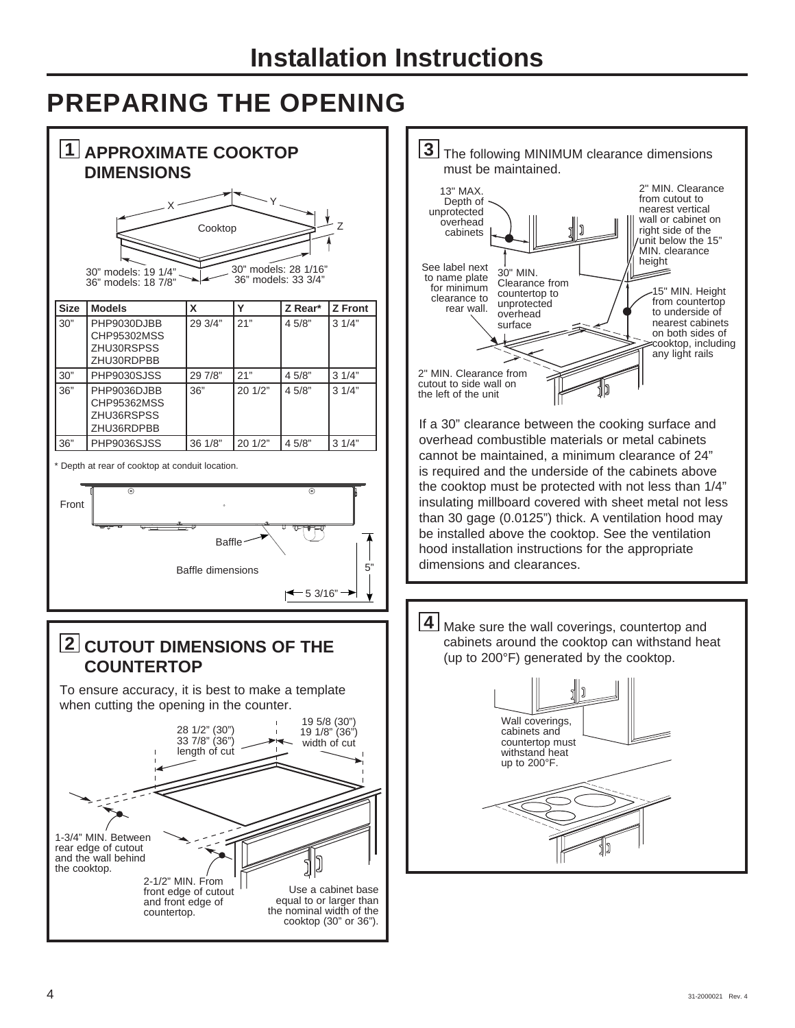# Installation Instructions

## PREPARING THE OPENING

### 1 APPROXIMATE COOKTOP DIMENSIONS

X

Y

Cooktop

Z

30" models: 19 1/4"
36" models: 18 7/8"

30" models: 28 1/16"
36" models: 33 3/4"

| Size | Models | X | Y | Z Rear* | Z Front |
|---|---|---|---|---|---|
| 30" | PHP9030DJBB<br>CHP95302MSS<br>ZHU30RSPSS<br>ZHU30RDPBB | 29 3/4" | 21" | 4 5/8" | 3 1/4" |
| 30" | PHP9030SJSS | 29 7/8" | 21" | 4 5/8" | 3 1/4" |
| 36" | PHP9036DJBB<br>CHP95362MSS<br>ZHU36RSPSS<br>ZHU36RDPBB | 36" | 20 1/2" | 4 5/8" | 3 1/4" |
| 36" | PHP9036SJSS | 36 1/8" | 20 1/2" | 4 5/8" | 3 1/4" |

\* Depth at rear of cooktop at conduit location.

Front

Baffle

Baffle dimensions

5"

5 3/16"

### 2 CUTOUT DIMENSIONS OF THE COUNTERTOP

To ensure accuracy, it is best to make a template when cutting the opening in the counter.

28 1/2" (30")
33 7/8" (36")
length of cut

19 5/8 (30")
19 1/8" (36")
width of cut

1-3/4" MIN. Between rear edge of cutout and the wall behind the cooktop.

2-1/2" MIN. From front edge of cutout and front edge of countertop.

Use a cabinet base equal to or larger than the nominal width of the cooktop (30" or 36").

### 3 The following MINIMUM clearance dimensions must be maintained.

13" MAX. Depth of unprotected overhead cabinets

2" MIN. Clearance from cutout to nearest vertical wall or cabinet on right side of the unit below the 15" MIN. clearance height

See label next to name plate for minimum clearance to rear wall.

30" MIN. Clearance from countertop to unprotected overhead surface

15" MIN. Height from countertop to underside of nearest cabinets on both sides of cooktop, including any light rails

2" MIN. Clearance from cutout to side wall on the left of the unit

If a 30" clearance between the cooking surface and overhead combustible materials or metal cabinets cannot be maintained, a minimum clearance of 24" is required and the underside of the cabinets above the cooktop must be protected with not less than 1/4" insulating millboard covered with sheet metal not less than 30 gage (0.0125") thick. A ventilation hood may be installed above the cooktop. See the ventilation hood installation instructions for the appropriate dimensions and clearances.

### 4 Make sure the wall coverings, countertop and cabinets around the cooktop can withstand heat (up to 200°F) generated by the cooktop.

Wall coverings, cabinets and countertop must withstand heat up to 200°F.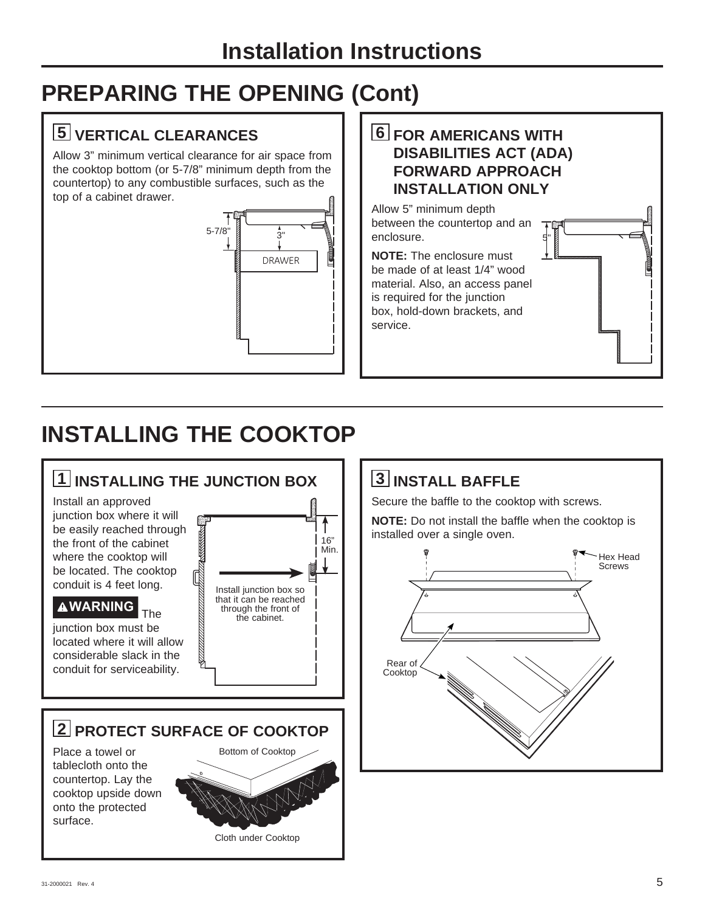## PREPARING THE OPENING (Cont)

### 5 VERTICAL CLEARANCES

Allow 3" minimum vertical clearance for air space from the cooktop bottom (or 5-7/8" minimum depth from the countertop) to any combustible surfaces, such as the top of a cabinet drawer.

5-7/8"

3"

DRAWER

### 6 FOR AMERICANS WITH DISABILITIES ACT (ADA) FORWARD APPROACH INSTALLATION ONLY

Allow 5" minimum depth between the countertop and an enclosure.

**NOTE:** The enclosure must be made of at least 1/4" wood material. Also, an access panel is required for the junction box, hold-down brackets, and service.

5"

## INSTALLING THE COOKTOP

### 1 INSTALLING THE JUNCTION BOX

Install an approved junction box where it will be easily reached through the front of the cabinet where the cooktop will be located. The cooktop conduit is 4 feet long.

**⚠WARNING** The junction box must be located where it will allow considerable slack in the conduit for serviceability.

16" Min.

Install junction box so that it can be reached through the front of the cabinet.

### 2 PROTECT SURFACE OF COOKTOP

Place a towel or tablecloth onto the countertop. Lay the cooktop upside down onto the protected surface.

Bottom of Cooktop

Cloth under Cooktop

### 3 INSTALL BAFFLE

Secure the baffle to the cooktop with screws.

**NOTE:** Do not install the baffle when the cooktop is installed over a single oven.

Hex Head Screws

Rear of Cooktop

31-2000021 Rev. 4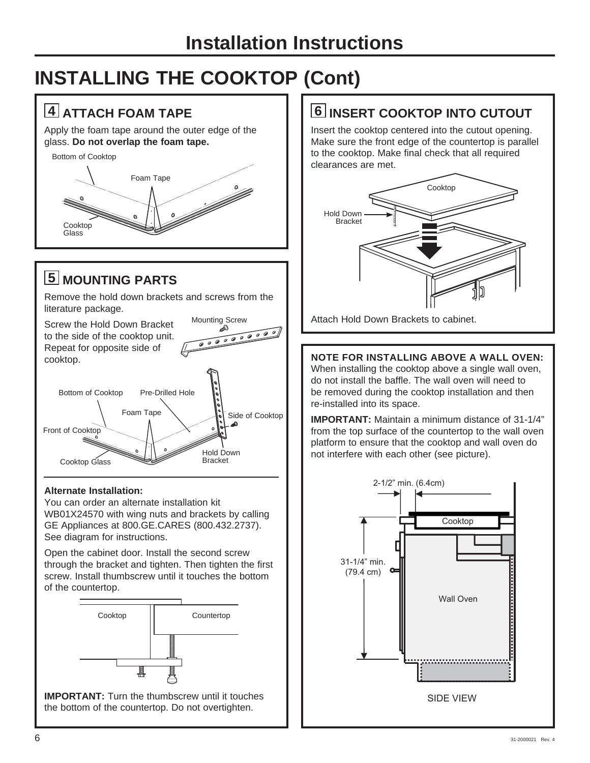# Installation Instructions

# INSTALLING THE COOKTOP (Cont)

## 4 ATTACH FOAM TAPE

Apply the foam tape around the outer edge of the glass. **Do not overlap the foam tape.**

Bottom of Cooktop

Foam Tape

Cooktop Glass

## 5 MOUNTING PARTS

Remove the hold down brackets and screws from the literature package.

Screw the Hold Down Bracket to the side of the cooktop unit. Repeat for opposite side of cooktop.

Mounting Screw

Bottom of Cooktop

Pre-Drilled Hole

Foam Tape

Side of Cooktop

Front of Cooktop

Cooktop Glass

Hold Down Bracket

### Alternate Installation:

You can order an alternate installation kit WB01X24570 with wing nuts and brackets by calling GE Appliances at 800.GE.CARES (800.432.2737). See diagram for instructions.

Open the cabinet door. Install the second screw through the bracket and tighten. Then tighten the first screw. Install thumbscrew until it touches the bottom of the countertop.

Cooktop

Countertop

**IMPORTANT:** Turn the thumbscrew until it touches the bottom of the countertop. Do not overtighten.

## 6 INSERT COOKTOP INTO CUTOUT

Insert the cooktop centered into the cutout opening. Make sure the front edge of the countertop is parallel to the cooktop. Make final check that all required clearances are met.

Cooktop

Hold Down Bracket

Attach Hold Down Brackets to cabinet.

**NOTE FOR INSTALLING ABOVE A WALL OVEN:**
When installing the cooktop above a single wall oven, do not install the baffle. The wall oven will need to be removed during the cooktop installation and then re-installed into its space.

**IMPORTANT:** Maintain a minimum distance of 31-1/4" from the top surface of the countertop to the wall oven platform to ensure that the cooktop and wall oven do not interfere with each other (see picture).

2-1/2" min. (6.4cm)

Cooktop

31-1/4" min. (79.4 cm)

Wall Oven

SIDE VIEW

31-2000021 Rev. 4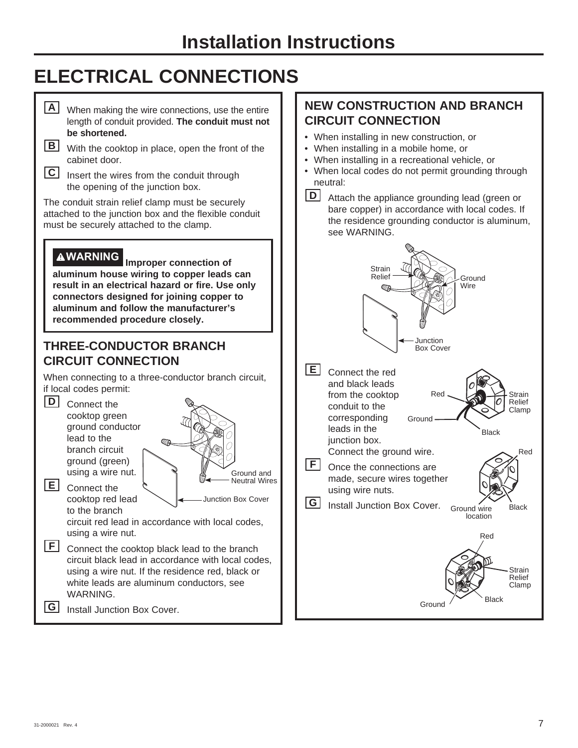# Installation Instructions

## ELECTRICAL CONNECTIONS

**A** When making the wire connections, use the entire length of conduit provided. **The conduit must not be shortened.**

**B** With the cooktop in place, open the front of the cabinet door.

**C** Insert the wires from the conduit through the opening of the junction box.

The conduit strain relief clamp must be securely attached to the junction box and the flexible conduit must be securely attached to the clamp.

> **⚠WARNING** **Improper connection of aluminum house wiring to copper leads can result in an electrical hazard or fire. Use only connectors designed for joining copper to aluminum and follow the manufacturer's recommended procedure closely.**

### THREE-CONDUCTOR BRANCH CIRCUIT CONNECTION

When connecting to a three-conductor branch circuit, if local codes permit:

**D** Connect the cooktop green ground conductor lead to the branch circuit ground (green) using a wire nut.

Ground and Neutral Wires

Junction Box Cover

**E** Connect the cooktop red lead to the branch circuit red lead in accordance with local codes, using a wire nut.

**F** Connect the cooktop black lead to the branch circuit black lead in accordance with local codes, using a wire nut. If the residence red, black or white leads are aluminum conductors, see WARNING.

**G** Install Junction Box Cover.

### NEW CONSTRUCTION AND BRANCH CIRCUIT CONNECTION

- When installing in new construction, or
- When installing in a mobile home, or
- When installing in a recreational vehicle, or
- When local codes do not permit grounding through neutral:

**D** Attach the appliance grounding lead (green or bare copper) in accordance with local codes. If the residence grounding conductor is aluminum, see WARNING.

Strain Relief

Ground Wire

Junction Box Cover

**E** Connect the red and black leads from the cooktop conduit to the corresponding leads in the junction box. Connect the ground wire.

Red

Strain Relief Clamp

Ground

Black

**F** Once the connections are made, secure wires together using wire nuts.

Red

Ground wire location

Black

**G** Install Junction Box Cover.

Red

Strain Relief Clamp

Ground

Black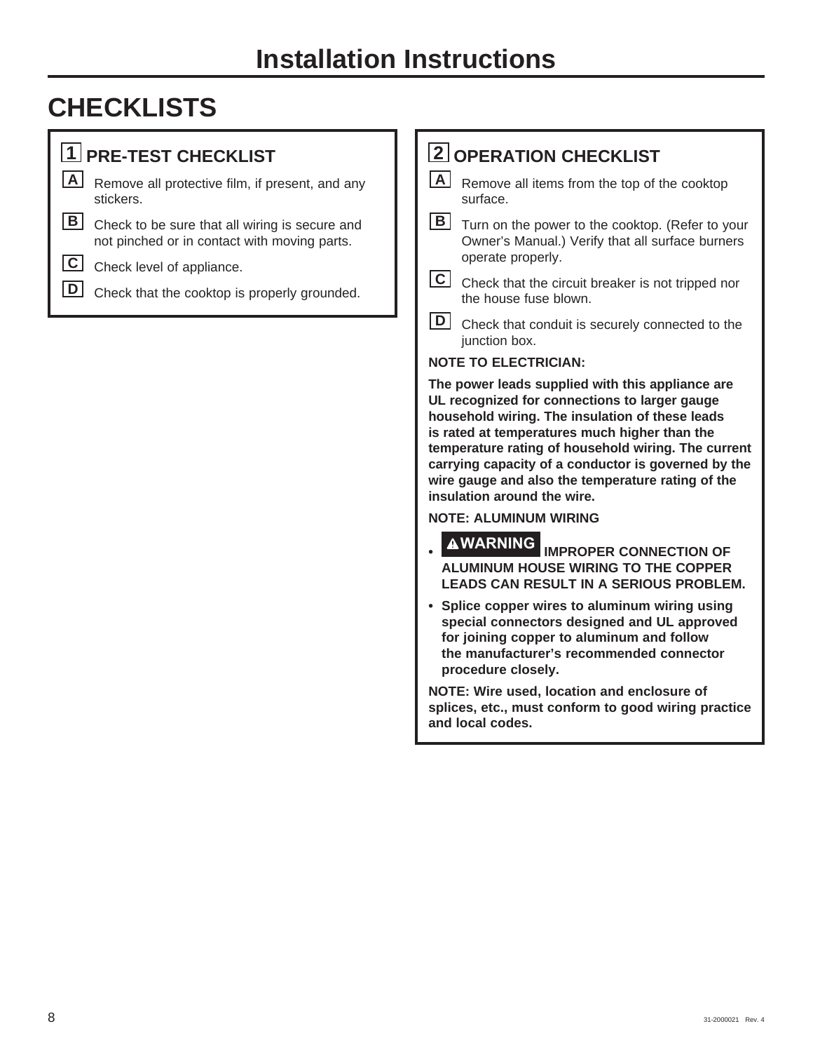# Installation Instructions

## CHECKLISTS

### 1 PRE-TEST CHECKLIST

**A** Remove all protective film, if present, and any stickers.

**B** Check to be sure that all wiring is secure and not pinched or in contact with moving parts.

**C** Check level of appliance.

**D** Check that the cooktop is properly grounded.

### 2 OPERATION CHECKLIST

**A** Remove all items from the top of the cooktop surface.

**B** Turn on the power to the cooktop. (Refer to your Owner's Manual.) Verify that all surface burners operate properly.

**C** Check that the circuit breaker is not tripped nor the house fuse blown.

**D** Check that conduit is securely connected to the junction box.

**NOTE TO ELECTRICIAN:**

**The power leads supplied with this appliance are UL recognized for connections to larger gauge household wiring. The insulation of these leads is rated at temperatures much higher than the temperature rating of household wiring. The current carrying capacity of a conductor is governed by the wire gauge and also the temperature rating of the insulation around the wire.**

**NOTE: ALUMINUM WIRING**

- **⚠WARNING IMPROPER CONNECTION OF ALUMINUM HOUSE WIRING TO THE COPPER LEADS CAN RESULT IN A SERIOUS PROBLEM.**
- **Splice copper wires to aluminum wiring using special connectors designed and UL approved for joining copper to aluminum and follow the manufacturer's recommended connector procedure closely.**

**NOTE: Wire used, location and enclosure of splices, etc., must conform to good wiring practice and local codes.**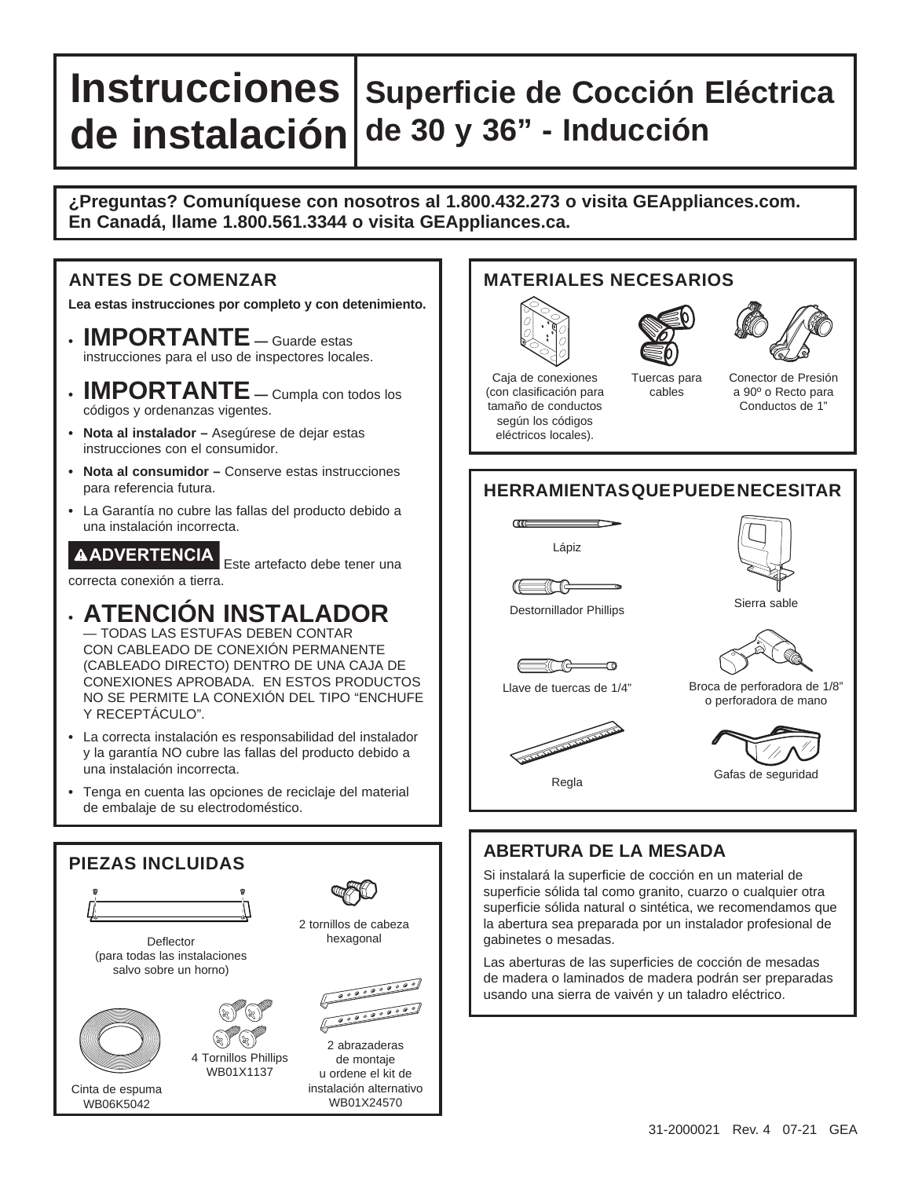# Instrucciones de instalación

## Superficie de Cocción Eléctrica de 30 y 36" - Inducción

**¿Preguntas? Comuníquese con nosotros al 1.800.432.273 o visita GEAppliances.com. En Canadá, llame 1.800.561.3344 o visita GEAppliances.ca.**

### ANTES DE COMENZAR

**Lea estas instrucciones por completo y con detenimiento.**

- **IMPORTANTE** — Guarde estas instrucciones para el uso de inspectores locales.
- **IMPORTANTE** — Cumpla con todos los códigos y ordenanzas vigentes.
- **Nota al instalador –** Asegúrese de dejar estas instrucciones con el consumidor.
- **Nota al consumidor –** Conserve estas instrucciones para referencia futura.
- La Garantía no cubre las fallas del producto debido a una instalación incorrecta.

**⚠ADVERTENCIA** Este artefacto debe tener una correcta conexión a tierra.

- **ATENCIÓN INSTALADOR** — TODAS LAS ESTUFAS DEBEN CONTAR CON CABLEADO DE CONEXIÓN PERMANENTE (CABLEADO DIRECTO) DENTRO DE UNA CAJA DE CONEXIONES APROBADA. EN ESTOS PRODUCTOS NO SE PERMITE LA CONEXIÓN DEL TIPO "ENCHUFE Y RECEPTÁCULO".
- La correcta instalación es responsabilidad del instalador y la garantía NO cubre las fallas del producto debido a una instalación incorrecta.
- Tenga en cuenta las opciones de reciclaje del material de embalaje de su electrodoméstico.

### PIEZAS INCLUIDAS

- Deflector (para todas las instalaciones salvo sobre un horno)
- 2 tornillos de cabeza hexagonal
- Cinta de espuma WB06K5042
- 4 Tornillos Phillips WB01X1137
- 2 abrazaderas de montaje u ordene el kit de instalación alternativo WB01X24570

### MATERIALES NECESARIOS

- Caja de conexiones (con clasificación para tamaño de conductos según los códigos eléctricos locales).
- Tuercas para cables
- Conector de Presión a 90º o Recto para Conductos de 1"

### HERRAMIENTAS QUE PUEDE NECESITAR

- Lápiz
- Sierra sable
- Destornillador Phillips
- Llave de tuercas de 1/4"
- Broca de perforadora de 1/8" o perforadora de mano
- Regla
- Gafas de seguridad

### ABERTURA DE LA MESADA

Si instalará la superficie de cocción en un material de superficie sólida tal como granito, cuarzo o cualquier otra superficie sólida natural o sintética, we recomendamos que la abertura sea preparada por un instalador profesional de gabinetes o mesadas.

Las aberturas de las superficies de cocción de mesadas de madera o laminados de madera podrán ser preparadas usando una sierra de vaivén y un taladro eléctrico.

31-2000021 Rev. 4 07-21 GEA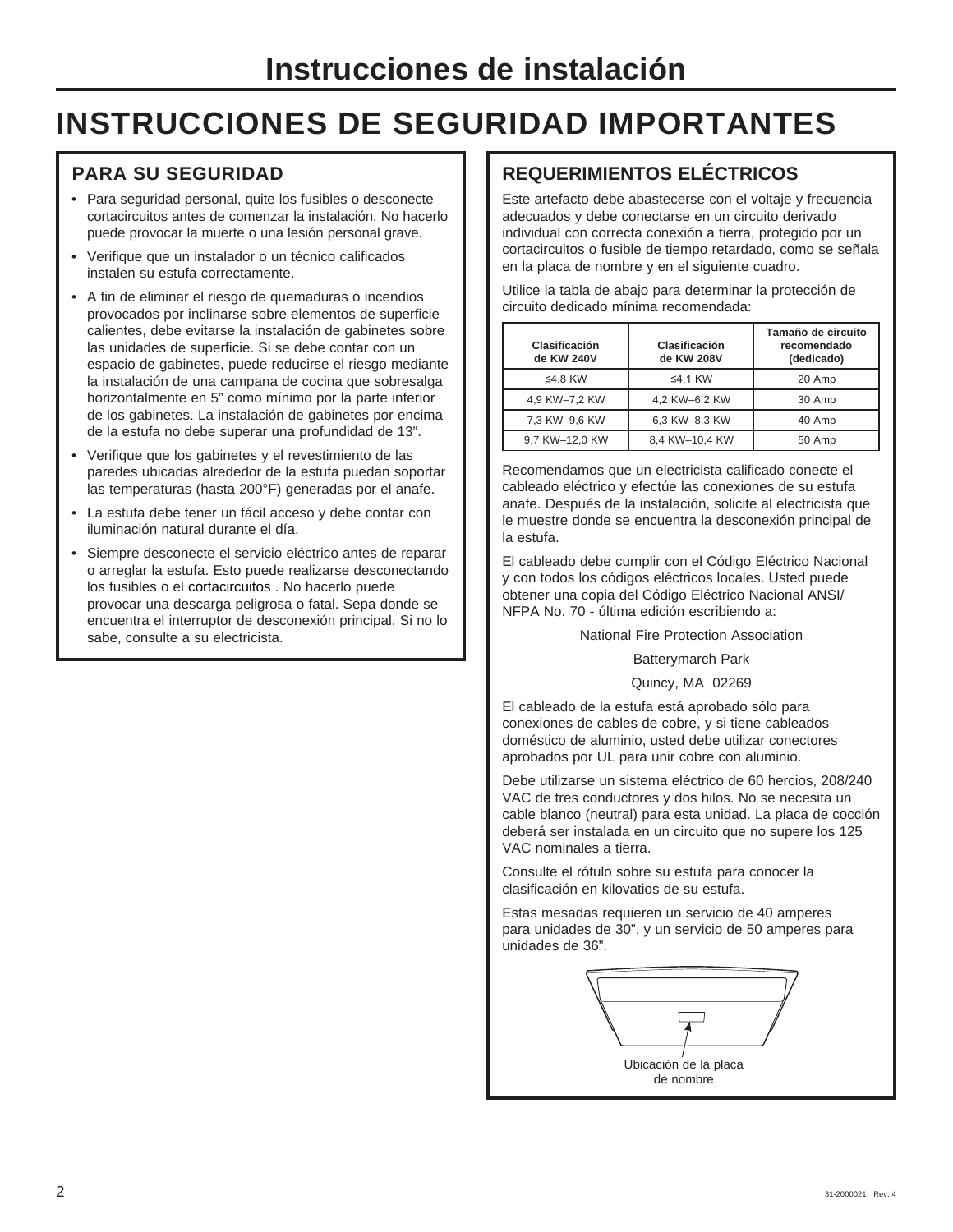# Instrucciones de instalación

# INSTRUCCIONES DE SEGURIDAD IMPORTANTES

## PARA SU SEGURIDAD

- Para seguridad personal, quite los fusibles o desconecte cortacircuitos antes de comenzar la instalación. No hacerlo puede provocar la muerte o una lesión personal grave.
- Verifique que un instalador o un técnico calificados instalen su estufa correctamente.
- A fin de eliminar el riesgo de quemaduras o incendios provocados por inclinarse sobre elementos de superficie calientes, debe evitarse la instalación de gabinetes sobre las unidades de superficie. Si se debe contar con un espacio de gabinetes, puede reducirse el riesgo mediante la instalación de una campana de cocina que sobresalga horizontalmente en 5" como mínimo por la parte inferior de los gabinetes. La instalación de gabinetes por encima de la estufa no debe superar una profundidad de 13".
- Verifique que los gabinetes y el revestimiento de las paredes ubicadas alrededor de la estufa puedan soportar las temperaturas (hasta 200°F) generadas por el anafe.
- La estufa debe tener un fácil acceso y debe contar con iluminación natural durante el día.
- Siempre desconecte el servicio eléctrico antes de reparar o arreglar la estufa. Esto puede realizarse desconectando los fusibles o el cortacircuitos . No hacerlo puede provocar una descarga peligrosa o fatal. Sepa donde se encuentra el interruptor de desconexión principal. Si no lo sabe, consulte a su electricista.

## REQUERIMIENTOS ELÉCTRICOS

Este artefacto debe abastecerse con el voltaje y frecuencia adecuados y debe conectarse en un circuito derivado individual con correcta conexión a tierra, protegido por un cortacircuitos o fusible de tiempo retardado, como se señala en la placa de nombre y en el siguiente cuadro.

Utilice la tabla de abajo para determinar la protección de circuito dedicado mínima recomendada:

| Clasificación de KW 240V | Clasificación de KW 208V | Tamaño de circuito recomendado (dedicado) |
|---|---|---|
| ≤4,8 KW | ≤4,1 KW | 20 Amp |
| 4,9 KW–7,2 KW | 4,2 KW–6,2 KW | 30 Amp |
| 7,3 KW–9,6 KW | 6,3 KW–8,3 KW | 40 Amp |
| 9,7 KW–12,0 KW | 8,4 KW–10,4 KW | 50 Amp |

Recomendamos que un electricista calificado conecte el cableado eléctrico y efectúe las conexiones de su estufa anafe. Después de la instalación, solicite al electricista que le muestre donde se encuentra la desconexión principal de la estufa.

El cableado debe cumplir con el Código Eléctrico Nacional y con todos los códigos eléctricos locales. Usted puede obtener una copia del Código Eléctrico Nacional ANSI/ NFPA No. 70 - última edición escribiendo a:

National Fire Protection Association

Batterymarch Park

Quincy, MA 02269

El cableado de la estufa está aprobado sólo para conexiones de cables de cobre, y si tiene cableados doméstico de aluminio, usted debe utilizar conectores aprobados por UL para unir cobre con aluminio.

Debe utilizarse un sistema eléctrico de 60 hercios, 208/240 VAC de tres conductores y dos hilos. No se necesita un cable blanco (neutral) para esta unidad. La placa de cocción deberá ser instalada en un circuito que no supere los 125 VAC nominales a tierra.

Consulte el rótulo sobre su estufa para conocer la clasificación en kilovatios de su estufa.

Estas mesadas requieren un servicio de 40 amperes para unidades de 30", y un servicio de 50 amperes para unidades de 36".

Ubicación de la placa de nombre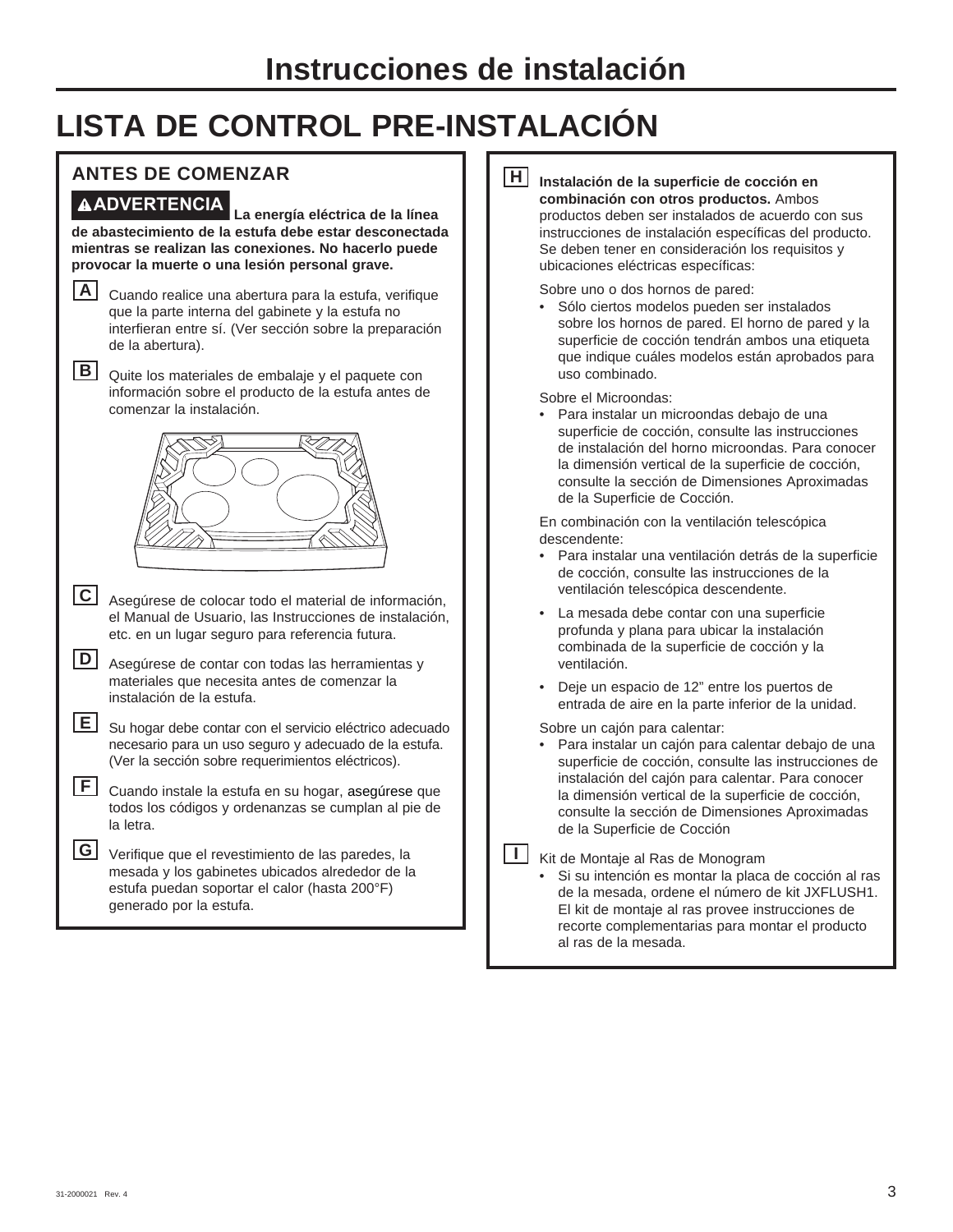# Instrucciones de instalación

## LISTA DE CONTROL PRE-INSTALACIÓN

### ANTES DE COMENZAR

**⚠ADVERTENCIA La energía eléctrica de la línea de abastecimiento de la estufa debe estar desconectada mientras se realizan las conexiones. No hacerlo puede provocar la muerte o una lesión personal grave.**

**A** Cuando realice una abertura para la estufa, verifique que la parte interna del gabinete y la estufa no interfieran entre sí. (Ver sección sobre la preparación de la abertura).

**B** Quite los materiales de embalaje y el paquete con información sobre el producto de la estufa antes de comenzar la instalación.

**C** Asegúrese de colocar todo el material de información, el Manual de Usuario, las Instrucciones de instalación, etc. en un lugar seguro para referencia futura.

**D** Asegúrese de contar con todas las herramientas y materiales que necesita antes de comenzar la instalación de la estufa.

**E** Su hogar debe contar con el servicio eléctrico adecuado necesario para un uso seguro y adecuado de la estufa. (Ver la sección sobre requerimientos eléctricos).

**F** Cuando instale la estufa en su hogar, asegúrese que todos los códigos y ordenanzas se cumplan al pie de la letra.

**G** Verifique que el revestimiento de las paredes, la mesada y los gabinetes ubicados alrededor de la estufa puedan soportar el calor (hasta 200°F) generado por la estufa.

**H** **Instalación de la superficie de cocción en combinación con otros productos.** Ambos productos deben ser instalados de acuerdo con sus instrucciones de instalación específicas del producto. Se deben tener en consideración los requisitos y ubicaciones eléctricas específicas:

Sobre uno o dos hornos de pared:

- Sólo ciertos modelos pueden ser instalados sobre los hornos de pared. El horno de pared y la superficie de cocción tendrán ambos una etiqueta que indique cuáles modelos están aprobados para uso combinado.

Sobre el Microondas:

- Para instalar un microondas debajo de una superficie de cocción, consulte las instrucciones de instalación del horno microondas. Para conocer la dimensión vertical de la superficie de cocción, consulte la sección de Dimensiones Aproximadas de la Superficie de Cocción.

En combinación con la ventilación telescópica descendente:

- Para instalar una ventilación detrás de la superficie de cocción, consulte las instrucciones de la ventilación telescópica descendente.
- La mesada debe contar con una superficie profunda y plana para ubicar la instalación combinada de la superficie de cocción y la ventilación.
- Deje un espacio de 12" entre los puertos de entrada de aire en la parte inferior de la unidad.

Sobre un cajón para calentar:

- Para instalar un cajón para calentar debajo de una superficie de cocción, consulte las instrucciones de instalación del cajón para calentar. Para conocer la dimensión vertical de la superficie de cocción, consulte la sección de Dimensiones Aproximadas de la Superficie de Cocción

**I** Kit de Montaje al Ras de Monogram

- Si su intención es montar la placa de cocción al ras de la mesada, ordene el número de kit JXFLUSH1. El kit de montaje al ras provee instrucciones de recorte complementarias para montar el producto al ras de la mesada.

31-2000021 Rev. 4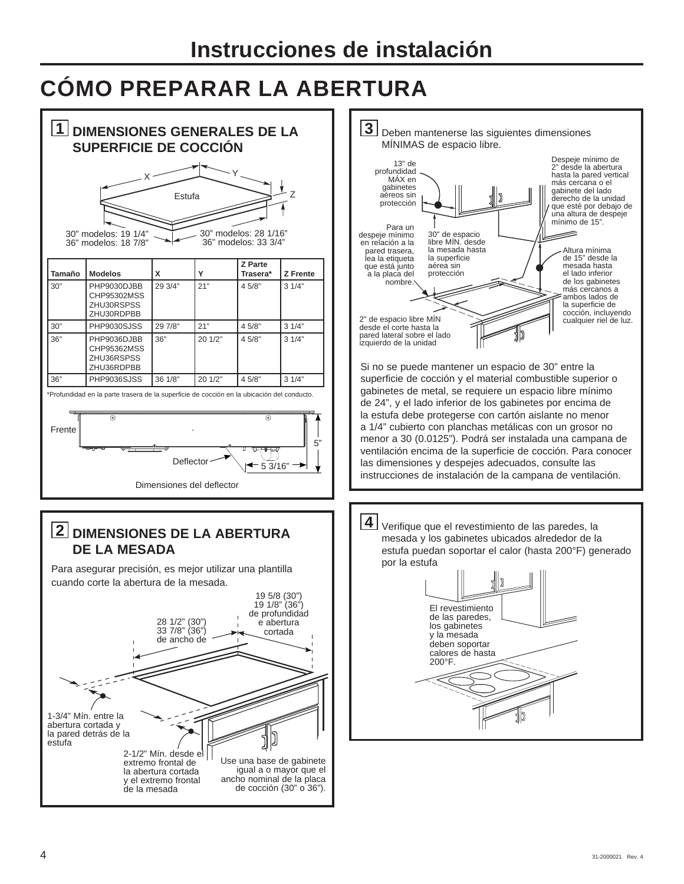# Instrucciones de instalación

## CÓMO PREPARAR LA ABERTURA

### 1 DIMENSIONES GENERALES DE LA SUPERFICIE DE COCCIÓN

X — Y — Z

Estufa

30" modelos: 19 1/4"
36" modelos: 18 7/8"

30" modelos: 28 1/16"
36" modelos: 33 3/4"

| Tamaño | Modelos | X | Y | Z Parte Trasera* | Z Frente |
|---|---|---|---|---|---|
| 30" | PHP9030DJBB CHP95302MSS ZHU30RSPSS ZHU30RDPBB | 29 3/4" | 21" | 4 5/8" | 3 1/4" |
| 30" | PHP9030SJSS | 29 7/8" | 21" | 4 5/8" | 3 1/4" |
| 36" | PHP9036DJBB CHP95362MSS ZHU36RSPSS ZHU36RDPBB | 36" | 20 1/2" | 4 5/8" | 3 1/4" |
| 36" | PHP9036SJSS | 36 1/8" | 20 1/2" | 4 5/8" | 3 1/4" |

*Profundidad en la parte trasera de la superficie de cocción en la ubicación del conducto.

Frente

5"

Deflector

5 3/16"

Dimensiones del deflector

### 2 DIMENSIONES DE LA ABERTURA DE LA MESADA

Para asegurar precisión, es mejor utilizar una plantilla cuando corte la abertura de la mesada.

28 1/2" (30")
33 7/8" (36")
de ancho de

19 5/8 (30")
19 1/8" (36")
de profundidad e abertura cortada

1-3/4" Mín. entre la abertura cortada y la pared detrás de la estufa

2-1/2" Mín. desde el extremo frontal de la abertura cortada y el extremo frontal de la mesada

Use una base de gabinete igual a o mayor que el ancho nominal de la placa de cocción (30" o 36").

### 3

Deben mantenerse las siguientes dimensiones MÍNIMAS de espacio libre.

13" de profundidad MÁX en gabinetes aéreos sin protección

Despeje mínimo de 2" desde la abertura hasta la pared vertical más cercana o el gabinete del lado derecho de la unidad que esté por debajo de una altura de despeje mínimo de 15".

Para un despeje mínimo en relación a la pared trasera, lea la etiqueta que está junto a la placa del nombre.

30" de espacio libre MÍN. desde la mesada hasta la superficie aérea sin protección

Altura mínima de 15" desde la mesada hasta el lado inferior de los gabinetes más cercanos a ambos lados de la superficie de cocción, incluyendo cualquier riel de luz.

2" de espacio libre MÍN desde el corte hasta la pared lateral sobre el lado izquierdo de la unidad

Si no se puede mantener un espacio de 30" entre la superficie de cocción y el material combustible superior o gabinetes de metal, se requiere un espacio libre mínimo de 24", y el lado inferior de los gabinetes por encima de la estufa debe protegerse con cartón aislante no menor a 1/4" cubierto con planchas metálicas con un grosor no menor a 30 (0.0125"). Podrá ser instalada una campana de ventilación encima de la superficie de cocción. Para conocer las dimensiones y despejes adecuados, consulte las instrucciones de instalación de la campana de ventilación.

### 4

Verifique que el revestimiento de las paredes, la mesada y los gabinetes ubicados alrededor de la estufa puedan soportar el calor (hasta 200°F) generado por la estufa

El revestimiento de las paredes, los gabinetes y la mesada deben soportar calores de hasta 200°F.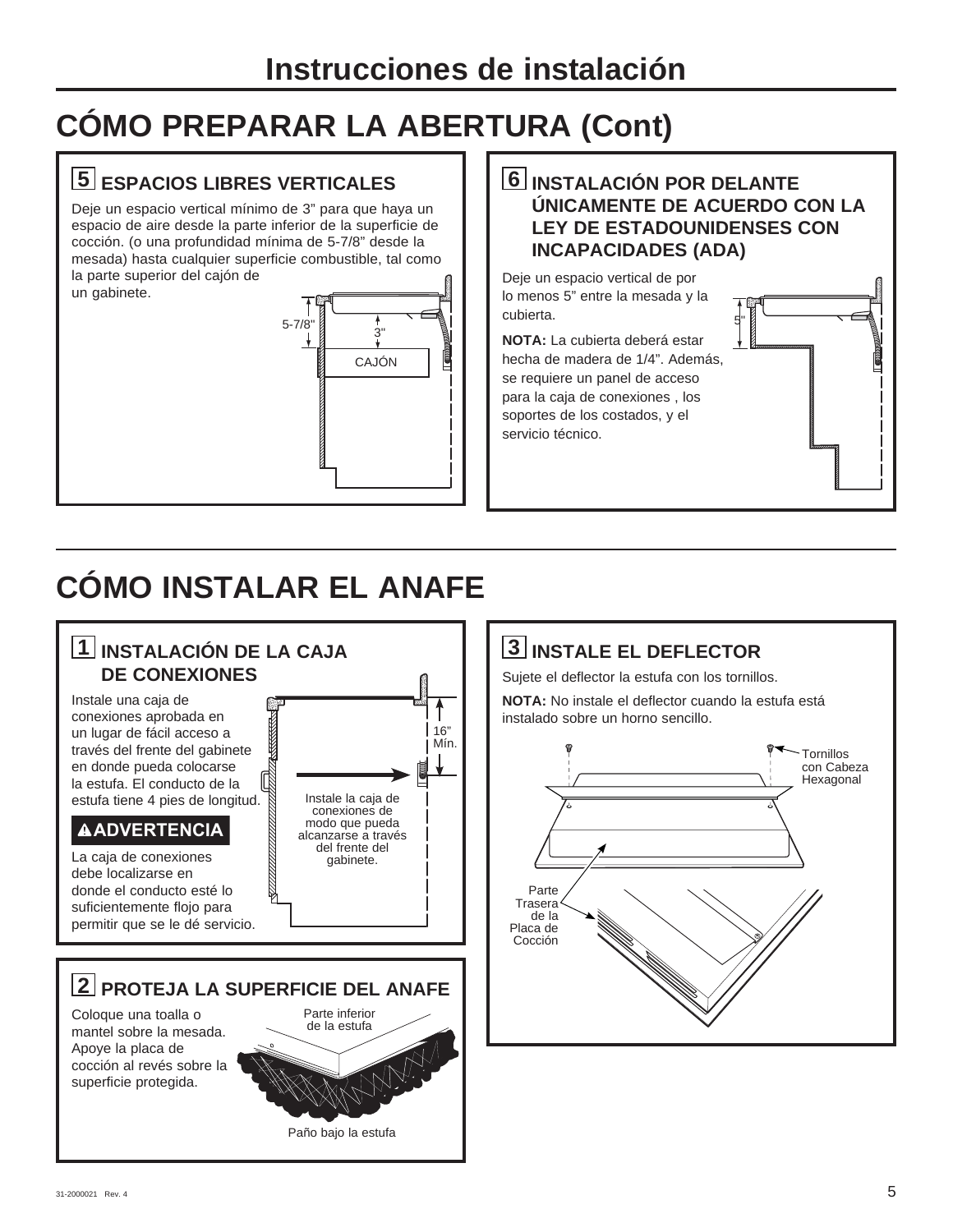# CÓMO PREPARAR LA ABERTURA (Cont)

### 5 ESPACIOS LIBRES VERTICALES

Deje un espacio vertical mínimo de 3" para que haya un espacio de aire desde la parte inferior de la superficie de cocción. (o una profundidad mínima de 5-7/8" desde la mesada) hasta cualquier superficie combustible, tal como la parte superior del cajón de un gabinete.

5-7/8"

3"

CAJÓN

### 6 INSTALACIÓN POR DELANTE ÚNICAMENTE DE ACUERDO CON LA LEY DE ESTADOUNIDENSES CON INCAPACIDADES (ADA)

Deje un espacio vertical de por lo menos 5" entre la mesada y la cubierta.

5"

**NOTA:** La cubierta deberá estar hecha de madera de 1/4". Además, se requiere un panel de acceso para la caja de conexiones , los soportes de los costados, y el servicio técnico.

# CÓMO INSTALAR EL ANAFE

### 1 INSTALACIÓN DE LA CAJA DE CONEXIONES

Instale una caja de conexiones aprobada en un lugar de fácil acceso a través del frente del gabinete en donde pueda colocarse la estufa. El conducto de la estufa tiene 4 pies de longitud.

16" Mín.

Instale la caja de conexiones de modo que pueda alcanzarse a través del frente del gabinete.

**⚠ADVERTENCIA**

La caja de conexiones debe localizarse en donde el conducto esté lo suficientemente flojo para permitir que se le dé servicio.

### 2 PROTEJA LA SUPERFICIE DEL ANAFE

Coloque una toalla o mantel sobre la mesada. Apoye la placa de cocción al revés sobre la superficie protegida.

Parte inferior de la estufa

Paño bajo la estufa

### 3 INSTALE EL DEFLECTOR

Sujete el deflector la estufa con los tornillos.

**NOTA:** No instale el deflector cuando la estufa está instalado sobre un horno sencillo.

Tornillos con Cabeza Hexagonal

Parte Trasera de la Placa de Cocción

31-2000021 Rev. 4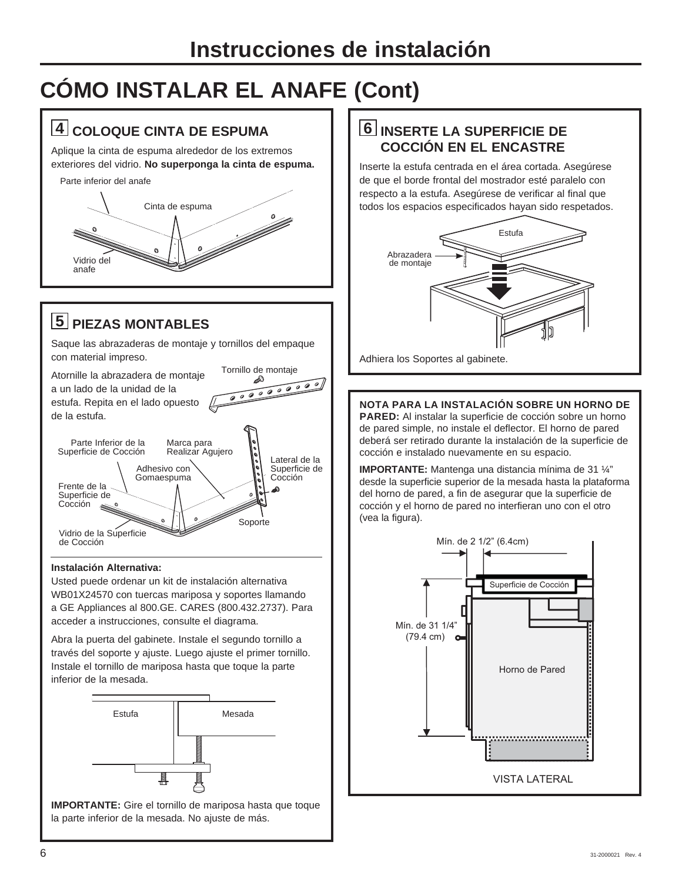# Instrucciones de instalación

## CÓMO INSTALAR EL ANAFE (Cont)

### 4 COLOQUE CINTA DE ESPUMA

Aplique la cinta de espuma alrededor de los extremos exteriores del vidrio. **No superponga la cinta de espuma.**

Parte inferior del anafe

Cinta de espuma

Vidrio del anafe

### 5 PIEZAS MONTABLES

Saque las abrazaderas de montaje y tornillos del empaque con material impreso.

Atornille la abrazadera de montaje a un lado de la unidad de la estufa. Repita en el lado opuesto de la estufa.

Tornillo de montaje

Parte Inferior de la Superficie de Cocción

Marca para Realizar Agujero

Adhesivo con Gomaespuma

Lateral de la Superficie de Cocción

Frente de la Superficie de Cocción

Soporte

Vidrio de la Superficie de Cocción

**Instalación Alternativa:**

Usted puede ordenar un kit de instalación alternativa WB01X24570 con tuercas mariposa y soportes llamando a GE Appliances al 800.GE. CARES (800.432.2737). Para acceder a instrucciones, consulte el diagrama.

Abra la puerta del gabinete. Instale el segundo tornillo a través del soporte y ajuste. Luego ajuste el primer tornillo. Instale el tornillo de mariposa hasta que toque la parte inferior de la mesada.

Estufa

Mesada

**IMPORTANTE:** Gire el tornillo de mariposa hasta que toque la parte inferior de la mesada. No ajuste de más.

### 6 INSERTE LA SUPERFICIE DE COCCIÓN EN EL ENCASTRE

Inserte la estufa centrada en el área cortada. Asegúrese de que el borde frontal del mostrador esté paralelo con respecto a la estufa. Asegúrese de verificar al final que todos los espacios especificados hayan sido respetados.

Estufa

Abrazadera de montaje

Adhiera los Soportes al gabinete.

**NOTA PARA LA INSTALACIÓN SOBRE UN HORNO DE PARED:** Al instalar la superficie de cocción sobre un horno de pared simple, no instale el deflector. El horno de pared deberá ser retirado durante la instalación de la superficie de cocción e instalado nuevamente en su espacio.

**IMPORTANTE:** Mantenga una distancia mínima de 31 ¼" desde la superficie superior de la mesada hasta la plataforma del horno de pared, a fin de asegurar que la superficie de cocción y el horno de pared no interfieran uno con el otro (vea la figura).

Mín. de 2 1/2" (6.4cm)

Superficie de Cocción

Mín. de 31 1/4" (79.4 cm)

Horno de Pared

VISTA LATERAL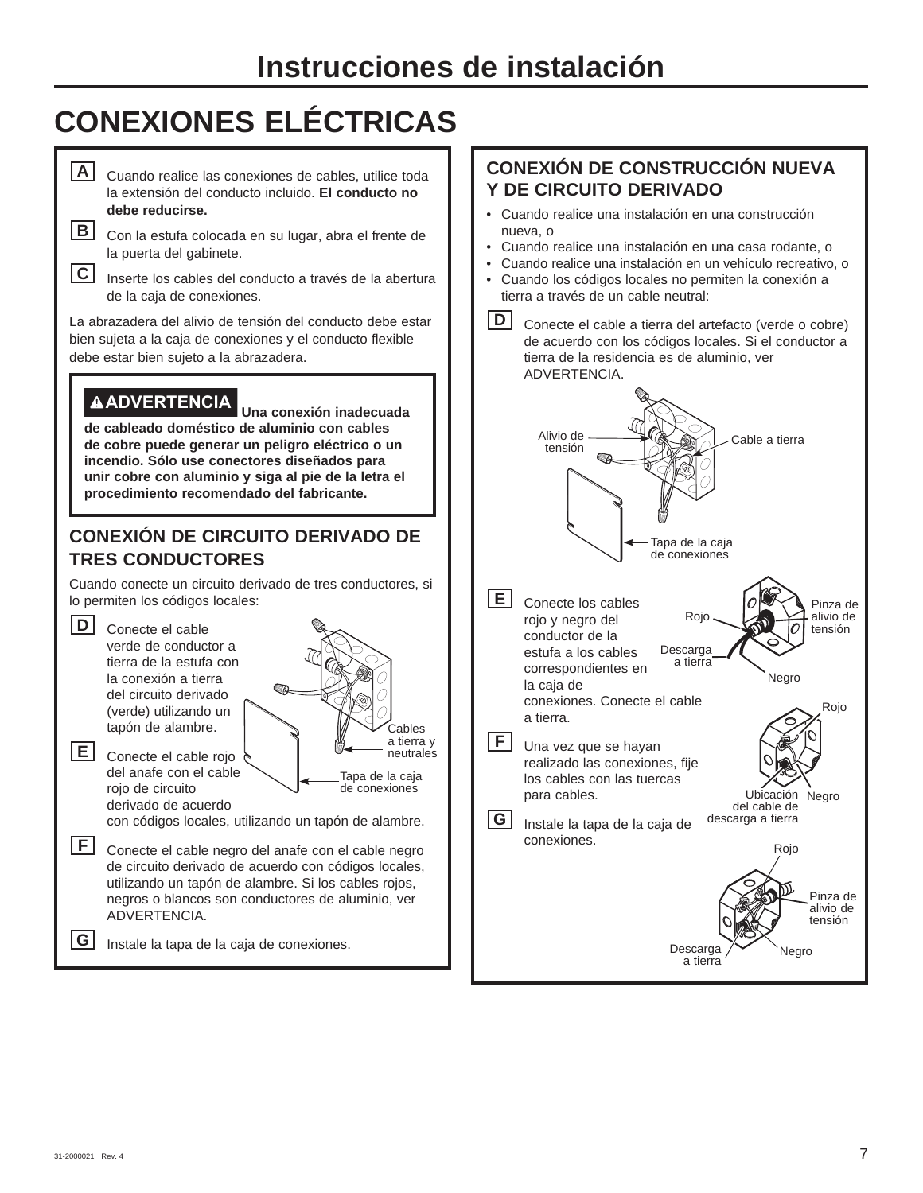# Instrucciones de instalación

## CONEXIONES ELÉCTRICAS

**A** Cuando realice las conexiones de cables, utilice toda la extensión del conducto incluido. **El conducto no debe reducirse.**

**B** Con la estufa colocada en su lugar, abra el frente de la puerta del gabinete.

**C** Inserte los cables del conducto a través de la abertura de la caja de conexiones.

La abrazadera del alivio de tensión del conducto debe estar bien sujeta a la caja de conexiones y el conducto flexible debe estar bien sujeto a la abrazadera.

> **⚠ADVERTENCIA** **Una conexión inadecuada de cableado doméstico de aluminio con cables de cobre puede generar un peligro eléctrico o un incendio. Sólo use conectores diseñados para unir cobre con aluminio y siga al pie de la letra el procedimiento recomendado del fabricante.**

### CONEXIÓN DE CIRCUITO DERIVADO DE TRES CONDUCTORES

Cuando conecte un circuito derivado de tres conductores, si lo permiten los códigos locales:

**D** Conecte el cable verde de conductor a tierra de la estufa con la conexión a tierra del circuito derivado (verde) utilizando un tapón de alambre.

**E** Conecte el cable rojo del anafe con el cable rojo de circuito derivado de acuerdo con códigos locales, utilizando un tapón de alambre.

Cables a tierra y neutrales

Tapa de la caja de conexiones

**F** Conecte el cable negro del anafe con el cable negro de circuito derivado de acuerdo con códigos locales, utilizando un tapón de alambre. Si los cables rojos, negros o blancos son conductores de aluminio, ver ADVERTENCIA.

**G** Instale la tapa de la caja de conexiones.

### CONEXIÓN DE CONSTRUCCIÓN NUEVA Y DE CIRCUITO DERIVADO

- Cuando realice una instalación en una construcción nueva, o
- Cuando realice una instalación en una casa rodante, o
- Cuando realice una instalación en un vehículo recreativo, o
- Cuando los códigos locales no permiten la conexión a tierra a través de un cable neutral:

**D** Conecte el cable a tierra del artefacto (verde o cobre) de acuerdo con los códigos locales. Si el conductor a tierra de la residencia es de aluminio, ver ADVERTENCIA.

Alivio de tensión

Cable a tierra

Tapa de la caja de conexiones

**E** Conecte los cables rojo y negro del conductor de la estufa a los cables correspondientes en la caja de conexiones. Conecte el cable a tierra.

Rojo

Pinza de alivio de tensión

Descarga a tierra

Negro

**F** Una vez que se hayan realizado las conexiones, fije los cables con las tuercas para cables.

Rojo

Ubicación del cable de descarga a tierra

Negro

**G** Instale la tapa de la caja de conexiones.

Rojo

Pinza de alivio de tensión

Descarga a tierra

Negro

31-2000021 Rev. 4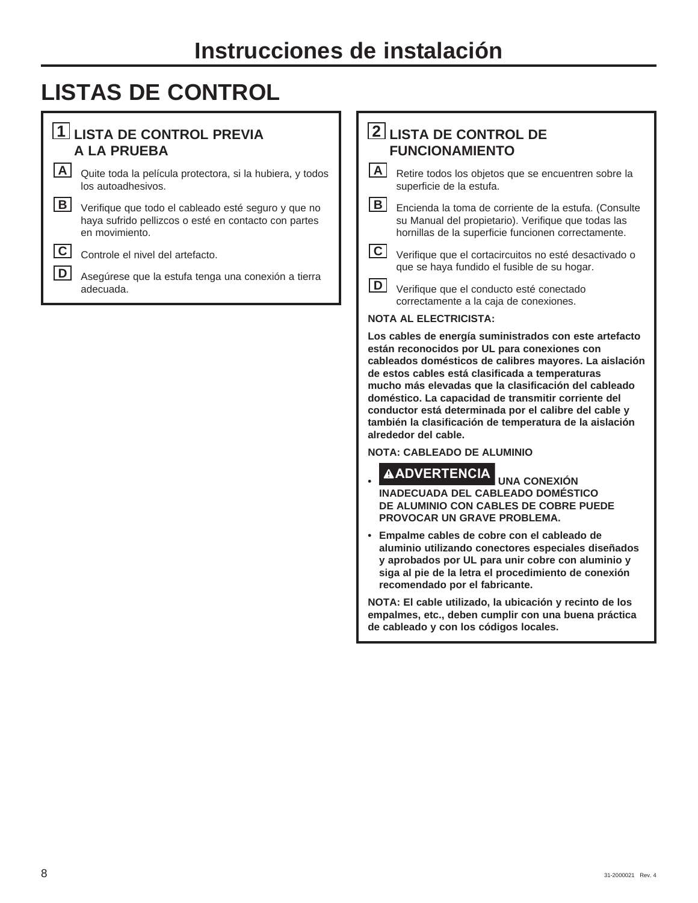# Instrucciones de instalación

## LISTAS DE CONTROL

### 1 LISTA DE CONTROL PREVIA A LA PRUEBA

**A** Quite toda la película protectora, si la hubiera, y todos los autoadhesivos.

**B** Verifique que todo el cableado esté seguro y que no haya sufrido pellizcos o esté en contacto con partes en movimiento.

**C** Controle el nivel del artefacto.

**D** Asegúrese que la estufa tenga una conexión a tierra adecuada.

### 2 LISTA DE CONTROL DE FUNCIONAMIENTO

**A** Retire todos los objetos que se encuentren sobre la superficie de la estufa.

**B** Encienda la toma de corriente de la estufa. (Consulte su Manual del propietario). Verifique que todas las hornillas de la superficie funcionen correctamente.

**C** Verifique que el cortacircuitos no esté desactivado o que se haya fundido el fusible de su hogar.

**D** Verifique que el conducto esté conectado correctamente a la caja de conexiones.

**NOTA AL ELECTRICISTA:**

**Los cables de energía suministrados con este artefacto están reconocidos por UL para conexiones con cableados domésticos de calibres mayores. La aislación de estos cables está clasificada a temperaturas mucho más elevadas que la clasificación del cableado doméstico. La capacidad de transmitir corriente del conductor está determinada por el calibre del cable y también la clasificación de temperatura de la aislación alrededor del cable.**

**NOTA: CABLEADO DE ALUMINIO**

- **⚠ADVERTENCIA UNA CONEXIÓN INADECUADA DEL CABLEADO DOMÉSTICO DE ALUMINIO CON CABLES DE COBRE PUEDE PROVOCAR UN GRAVE PROBLEMA.**
- **Empalme cables de cobre con el cableado de aluminio utilizando conectores especiales diseñados y aprobados por UL para unir cobre con aluminio y siga al pie de la letra el procedimiento de conexión recomendado por el fabricante.**

**NOTA: El cable utilizado, la ubicación y recinto de los empalmes, etc., deben cumplir con una buena práctica de cableado y con los códigos locales.**

31-2000021 Rev. 4